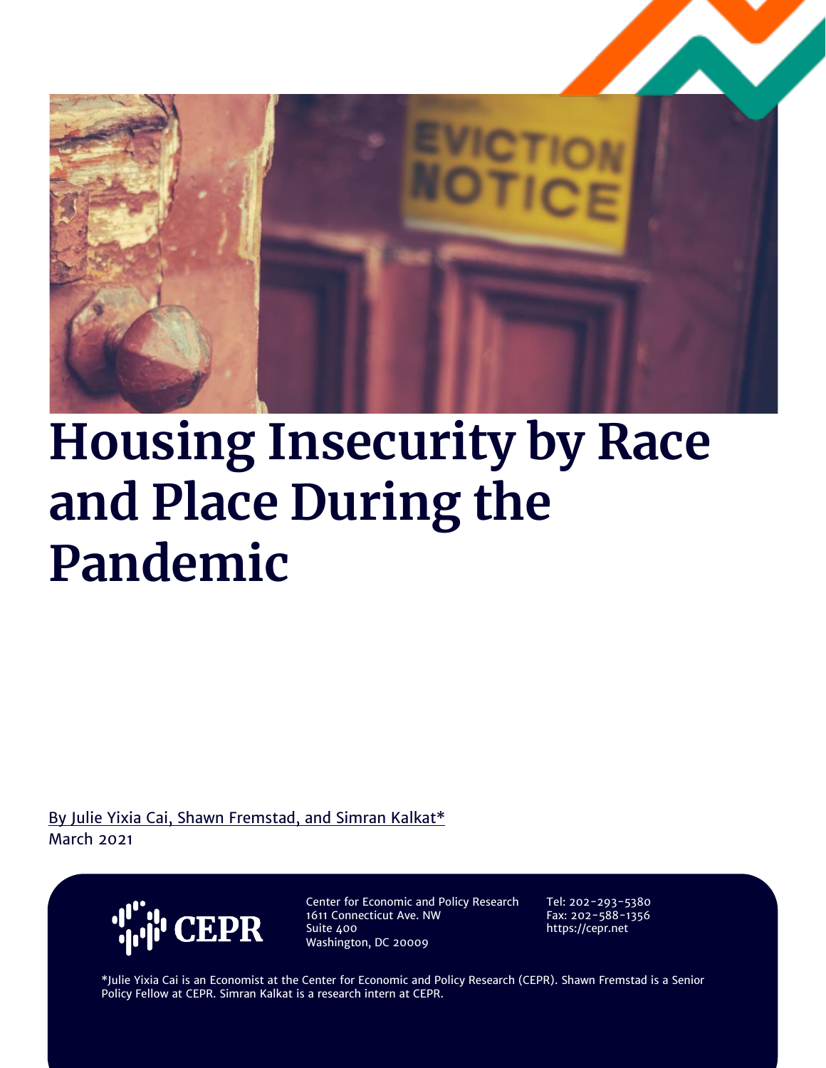# Housing Insecurity by Race and Place During the Pandemic

By Julie Yixia Cai, Shawn Fremstad, and Simran Kalkat*

March 2021

CEPR

Center for Economic and Policy Research
1611 Connecticut Ave. NW
Suite 400
Washington, DC 20009

Tel: 202-293-5380
Fax: 202-588-1356
https://cepr.net

*Julie Yixia Cai is an Economist at the Center for Economic and Policy Research (CEPR). Shawn Fremstad is a Senior Policy Fellow at CEPR. Simran Kalkat is a research intern at CEPR.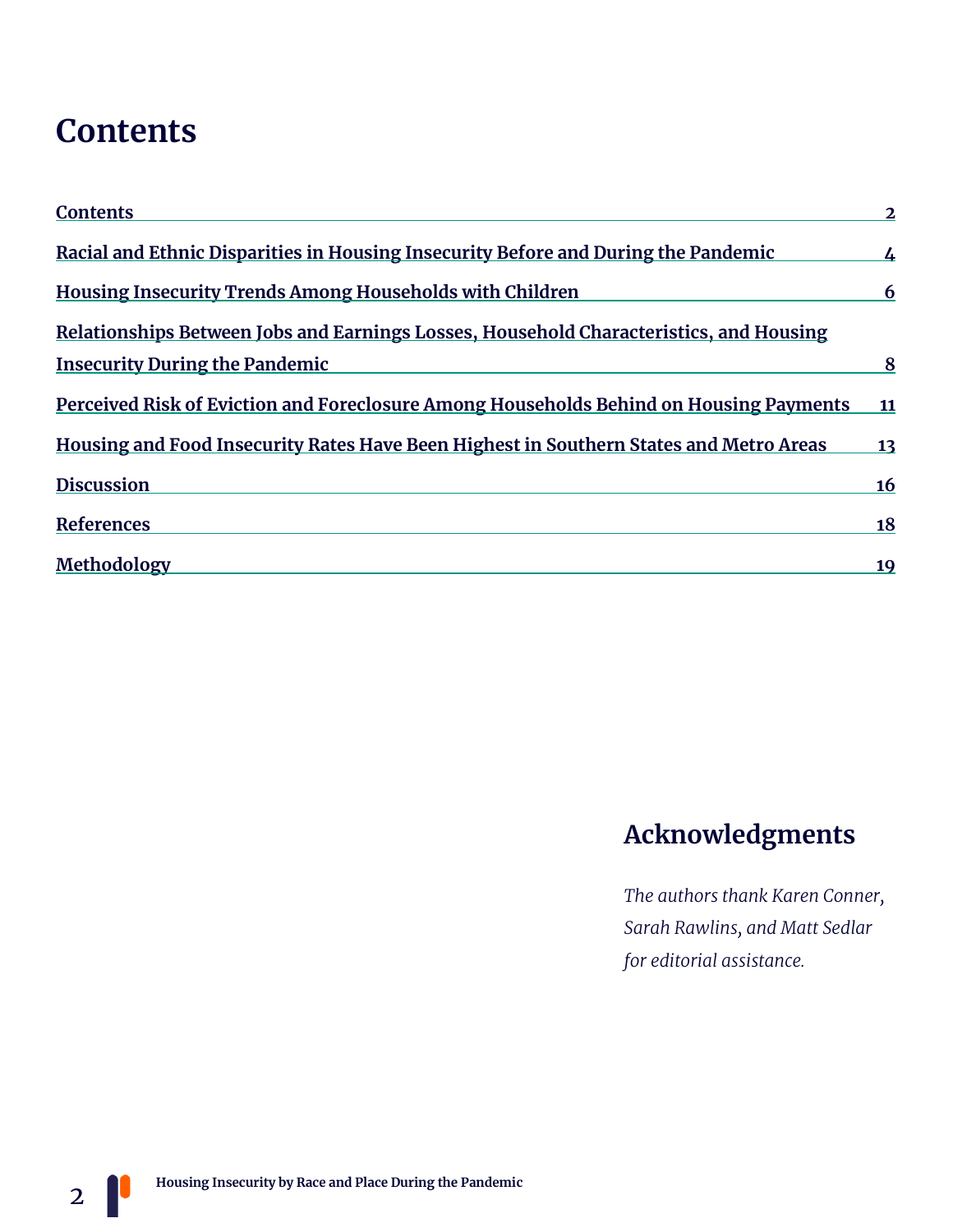# Contents

| | |
|---|---|
| Contents | 2 |
| Racial and Ethnic Disparities in Housing Insecurity Before and During the Pandemic | 4 |
| Housing Insecurity Trends Among Households with Children | 6 |
| Relationships Between Jobs and Earnings Losses, Household Characteristics, and Housing Insecurity During the Pandemic | 8 |
| Perceived Risk of Eviction and Foreclosure Among Households Behind on Housing Payments | 11 |
| Housing and Food Insecurity Rates Have Been Highest in Southern States and Metro Areas | 13 |
| Discussion | 16 |
| References | 18 |
| Methodology | 19 |

## Acknowledgments

*The authors thank Karen Conner, Sarah Rawlins, and Matt Sedlar for editorial assistance.*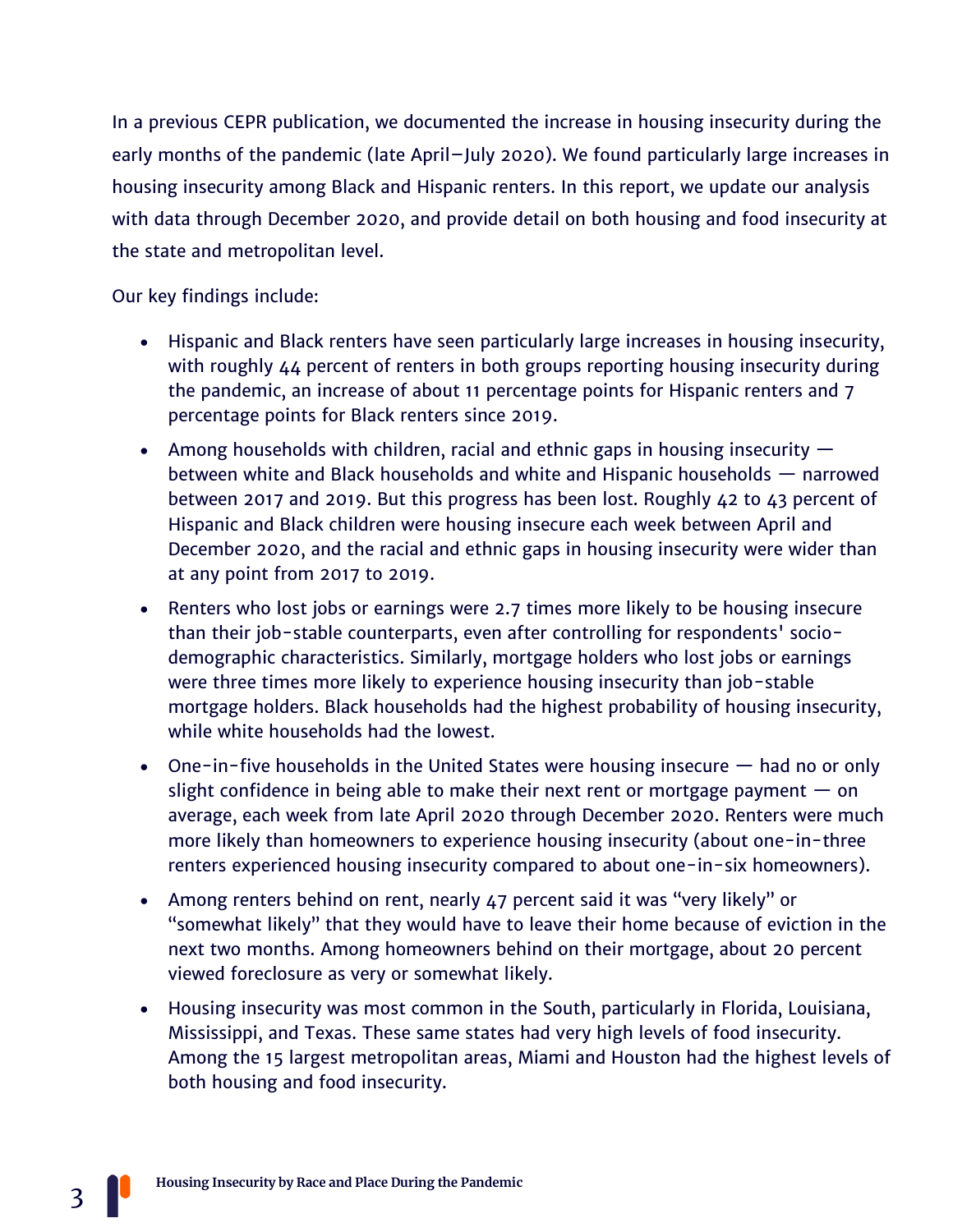In a previous CEPR publication, we documented the increase in housing insecurity during the early months of the pandemic (late April—July 2020). We found particularly large increases in housing insecurity among Black and Hispanic renters. In this report, we update our analysis with data through December 2020, and provide detail on both housing and food insecurity at the state and metropolitan level.

Our key findings include:

- Hispanic and Black renters have seen particularly large increases in housing insecurity, with roughly 44 percent of renters in both groups reporting housing insecurity during the pandemic, an increase of about 11 percentage points for Hispanic renters and 7 percentage points for Black renters since 2019.
- Among households with children, racial and ethnic gaps in housing insecurity — between white and Black households and white and Hispanic households — narrowed between 2017 and 2019. But this progress has been lost. Roughly 42 to 43 percent of Hispanic and Black children were housing insecure each week between April and December 2020, and the racial and ethnic gaps in housing insecurity were wider than at any point from 2017 to 2019.
- Renters who lost jobs or earnings were 2.7 times more likely to be housing insecure than their job-stable counterparts, even after controlling for respondents' socio-demographic characteristics. Similarly, mortgage holders who lost jobs or earnings were three times more likely to experience housing insecurity than job-stable mortgage holders. Black households had the highest probability of housing insecurity, while white households had the lowest.
- One-in-five households in the United States were housing insecure — had no or only slight confidence in being able to make their next rent or mortgage payment — on average, each week from late April 2020 through December 2020. Renters were much more likely than homeowners to experience housing insecurity (about one-in-three renters experienced housing insecurity compared to about one-in-six homeowners).
- Among renters behind on rent, nearly 47 percent said it was "very likely" or "somewhat likely" that they would have to leave their home because of eviction in the next two months. Among homeowners behind on their mortgage, about 20 percent viewed foreclosure as very or somewhat likely.
- Housing insecurity was most common in the South, particularly in Florida, Louisiana, Mississippi, and Texas. These same states had very high levels of food insecurity. Among the 15 largest metropolitan areas, Miami and Houston had the highest levels of both housing and food insecurity.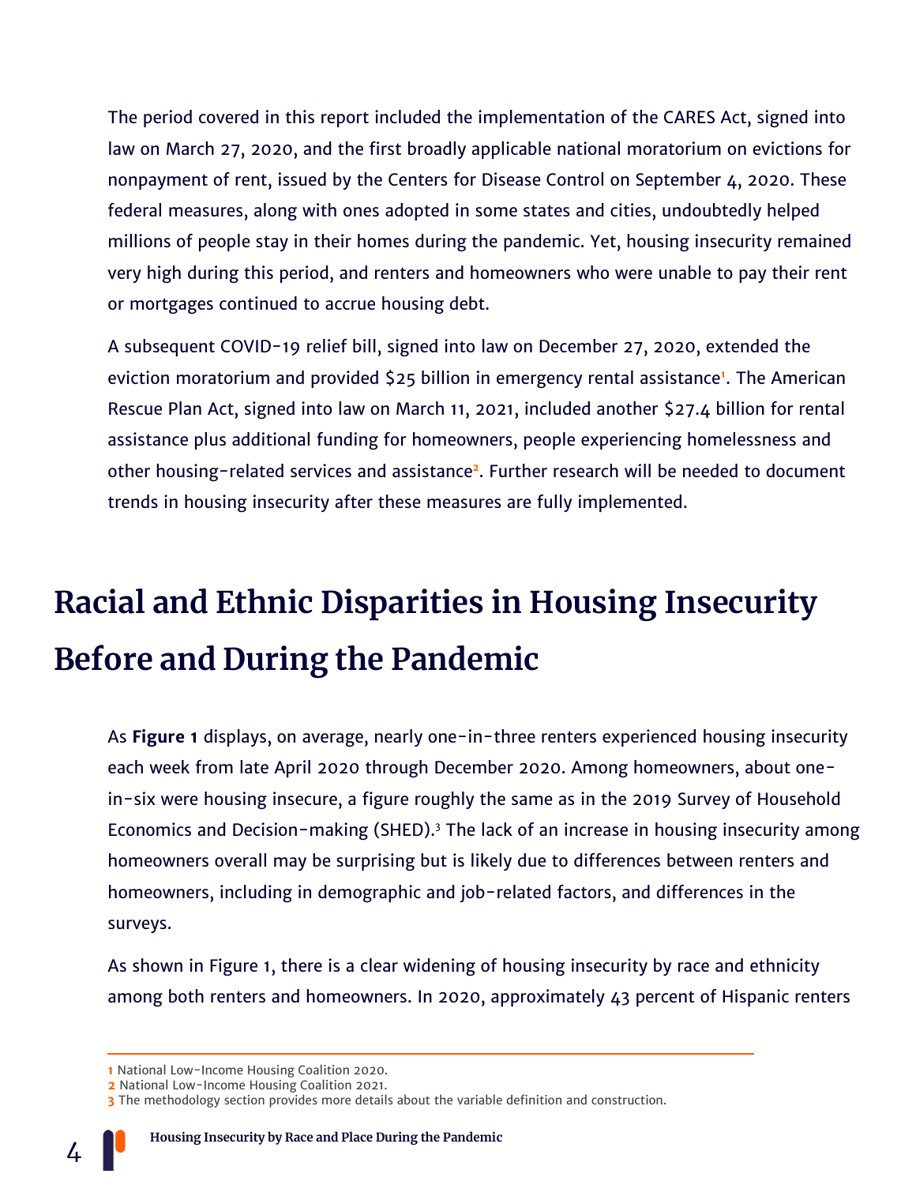The period covered in this report included the implementation of the CARES Act, signed into law on March 27, 2020, and the first broadly applicable national moratorium on evictions for nonpayment of rent, issued by the Centers for Disease Control on September 4, 2020. These federal measures, along with ones adopted in some states and cities, undoubtedly helped millions of people stay in their homes during the pandemic. Yet, housing insecurity remained very high during this period, and renters and homeowners who were unable to pay their rent or mortgages continued to accrue housing debt.

A subsequent COVID-19 relief bill, signed into law on December 27, 2020, extended the eviction moratorium and provided $25 billion in emergency rental assistance[1]. The American Rescue Plan Act, signed into law on March 11, 2021, included another $27.4 billion for rental assistance plus additional funding for homeowners, people experiencing homelessness and other housing-related services and assistance[2]. Further research will be needed to document trends in housing insecurity after these measures are fully implemented.

# Racial and Ethnic Disparities in Housing Insecurity Before and During the Pandemic

As **Figure 1** displays, on average, nearly one-in-three renters experienced housing insecurity each week from late April 2020 through December 2020. Among homeowners, about one-in-six were housing insecure, a figure roughly the same as in the 2019 Survey of Household Economics and Decision-making (SHED).[3] The lack of an increase in housing insecurity among homeowners overall may be surprising but is likely due to differences between renters and homeowners, including in demographic and job-related factors, and differences in the surveys.

As shown in Figure 1, there is a clear widening of housing insecurity by race and ethnicity among both renters and homeowners. In 2020, approximately 43 percent of Hispanic renters

---

1 National Low-Income Housing Coalition 2020.
2 National Low-Income Housing Coalition 2021.
3 The methodology section provides more details about the variable definition and construction.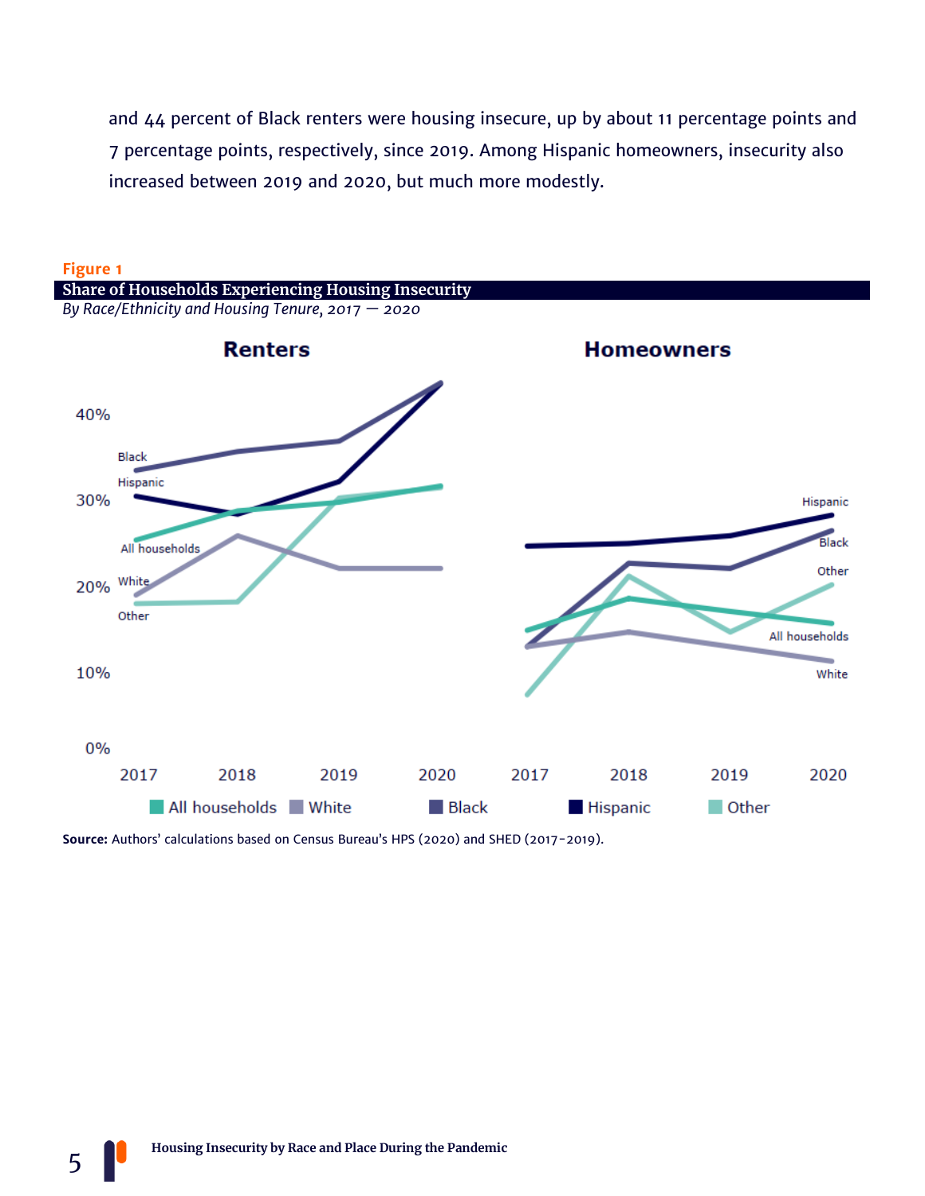and 44 percent of Black renters were housing insecure, up by about 11 percentage points and 7 percentage points, respectively, since 2019. Among Hispanic homeowners, insecurity also increased between 2019 and 2020, but much more modestly.

**Figure 1**

**Share of Households Experiencing Housing Insecurity**

*By Race/Ethnicity and Housing Tenure, 2017 — 2020*

**Source:** Authors' calculations based on Census Bureau's HPS (2020) and SHED (2017-2019).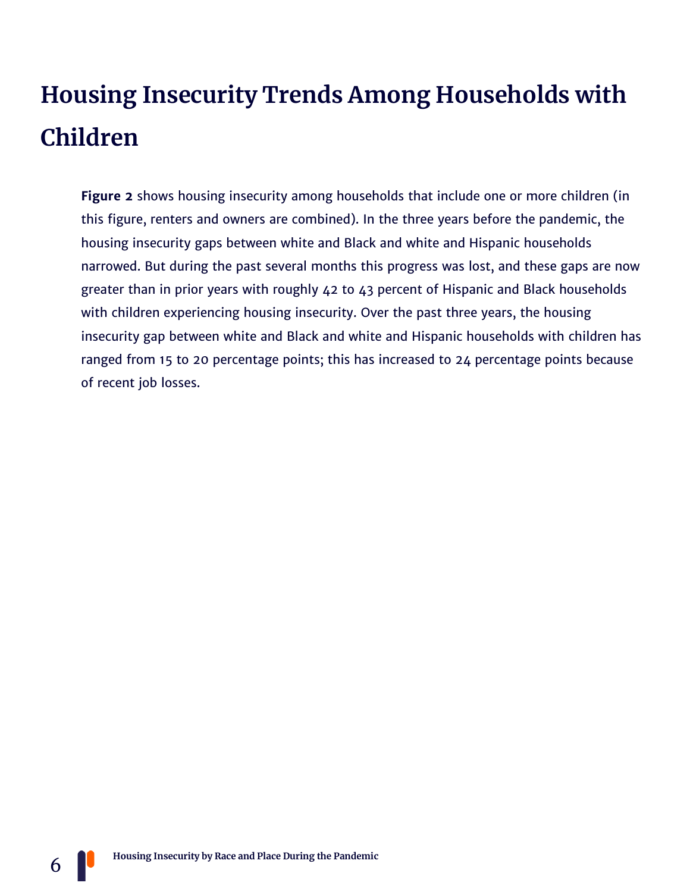# Housing Insecurity Trends Among Households with Children

**Figure 2** shows housing insecurity among households that include one or more children (in this figure, renters and owners are combined). In the three years before the pandemic, the housing insecurity gaps between white and Black and white and Hispanic households narrowed. But during the past several months this progress was lost, and these gaps are now greater than in prior years with roughly 42 to 43 percent of Hispanic and Black households with children experiencing housing insecurity. Over the past three years, the housing insecurity gap between white and Black and white and Hispanic households with children has ranged from 15 to 20 percentage points; this has increased to 24 percentage points because of recent job losses.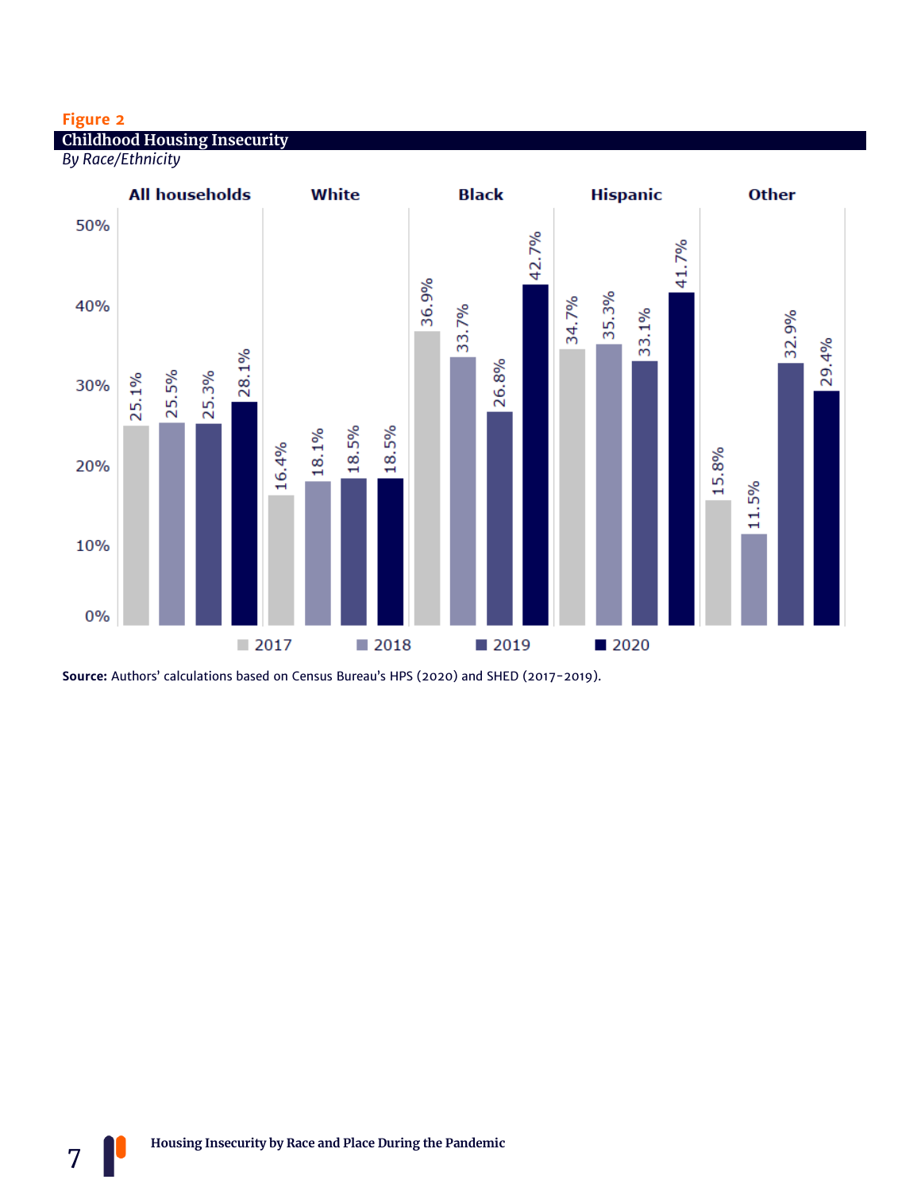**Figure 2**

**Childhood Housing Insecurity**

*By Race/Ethnicity*

| | 2017 | 2018 | 2019 | 2020 |
|---|---|---|---|---|
| All households | 25.1% | 25.5% | 25.3% | 28.1% |
| White | 16.4% | 18.1% | 18.5% | 18.5% |
| Black | 36.9% | 33.7% | 26.8% | 42.7% |
| Hispanic | 34.7% | 35.3% | 33.1% | 41.7% |
| Other | 15.8% | 11.5% | 32.9% | 29.4% |

**Source:** Authors' calculations based on Census Bureau's HPS (2020) and SHED (2017-2019).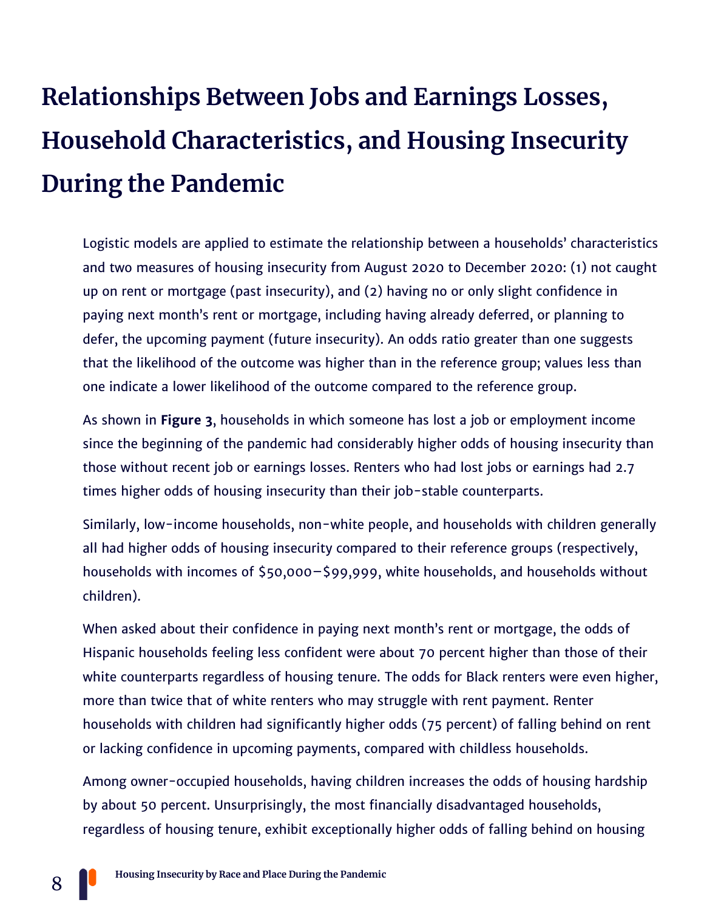# Relationships Between Jobs and Earnings Losses, Household Characteristics, and Housing Insecurity During the Pandemic

Logistic models are applied to estimate the relationship between a households' characteristics and two measures of housing insecurity from August 2020 to December 2020: (1) not caught up on rent or mortgage (past insecurity), and (2) having no or only slight confidence in paying next month's rent or mortgage, including having already deferred, or planning to defer, the upcoming payment (future insecurity). An odds ratio greater than one suggests that the likelihood of the outcome was higher than in the reference group; values less than one indicate a lower likelihood of the outcome compared to the reference group.

As shown in **Figure 3**, households in which someone has lost a job or employment income since the beginning of the pandemic had considerably higher odds of housing insecurity than those without recent job or earnings losses. Renters who had lost jobs or earnings had 2.7 times higher odds of housing insecurity than their job-stable counterparts.

Similarly, low-income households, non-white people, and households with children generally all had higher odds of housing insecurity compared to their reference groups (respectively, households with incomes of $50,000–$99,999, white households, and households without children).

When asked about their confidence in paying next month's rent or mortgage, the odds of Hispanic households feeling less confident were about 70 percent higher than those of their white counterparts regardless of housing tenure. The odds for Black renters were even higher, more than twice that of white renters who may struggle with rent payment. Renter households with children had significantly higher odds (75 percent) of falling behind on rent or lacking confidence in upcoming payments, compared with childless households.

Among owner-occupied households, having children increases the odds of housing hardship by about 50 percent. Unsurprisingly, the most financially disadvantaged households, regardless of housing tenure, exhibit exceptionally higher odds of falling behind on housing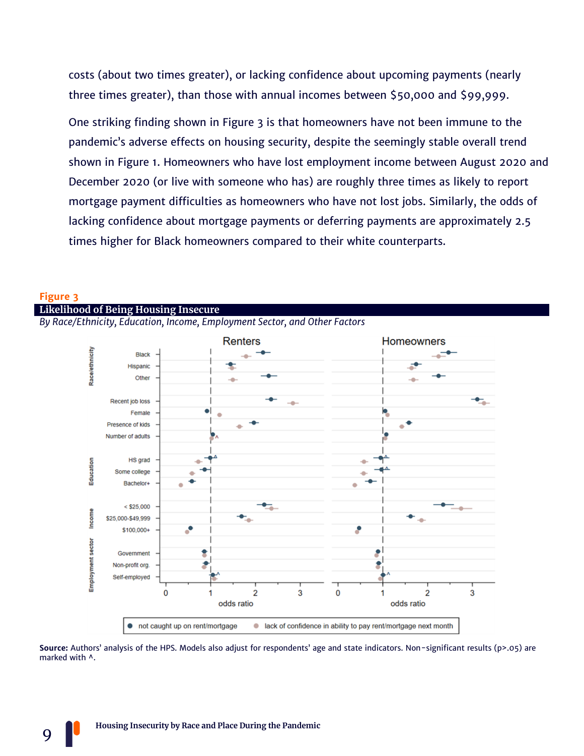costs (about two times greater), or lacking confidence about upcoming payments (nearly three times greater), than those with annual incomes between $50,000 and $99,999.

One striking finding shown in Figure 3 is that homeowners have not been immune to the pandemic's adverse effects on housing security, despite the seemingly stable overall trend shown in Figure 1. Homeowners who have lost employment income between August 2020 and December 2020 (or live with someone who has) are roughly three times as likely to report mortgage payment difficulties as homeowners who have not lost jobs. Similarly, the odds of lacking confidence about mortgage payments or deferring payments are approximately 2.5 times higher for Black homeowners compared to their white counterparts.

**Figure 3**

**Likelihood of Being Housing Insecure**

*By Race/Ethnicity, Education, Income, Employment Sector, and Other Factors*

**Source:** Authors' analysis of the HPS. Models also adjust for respondents' age and state indicators. Non-significant results (p>.05) are marked with ^.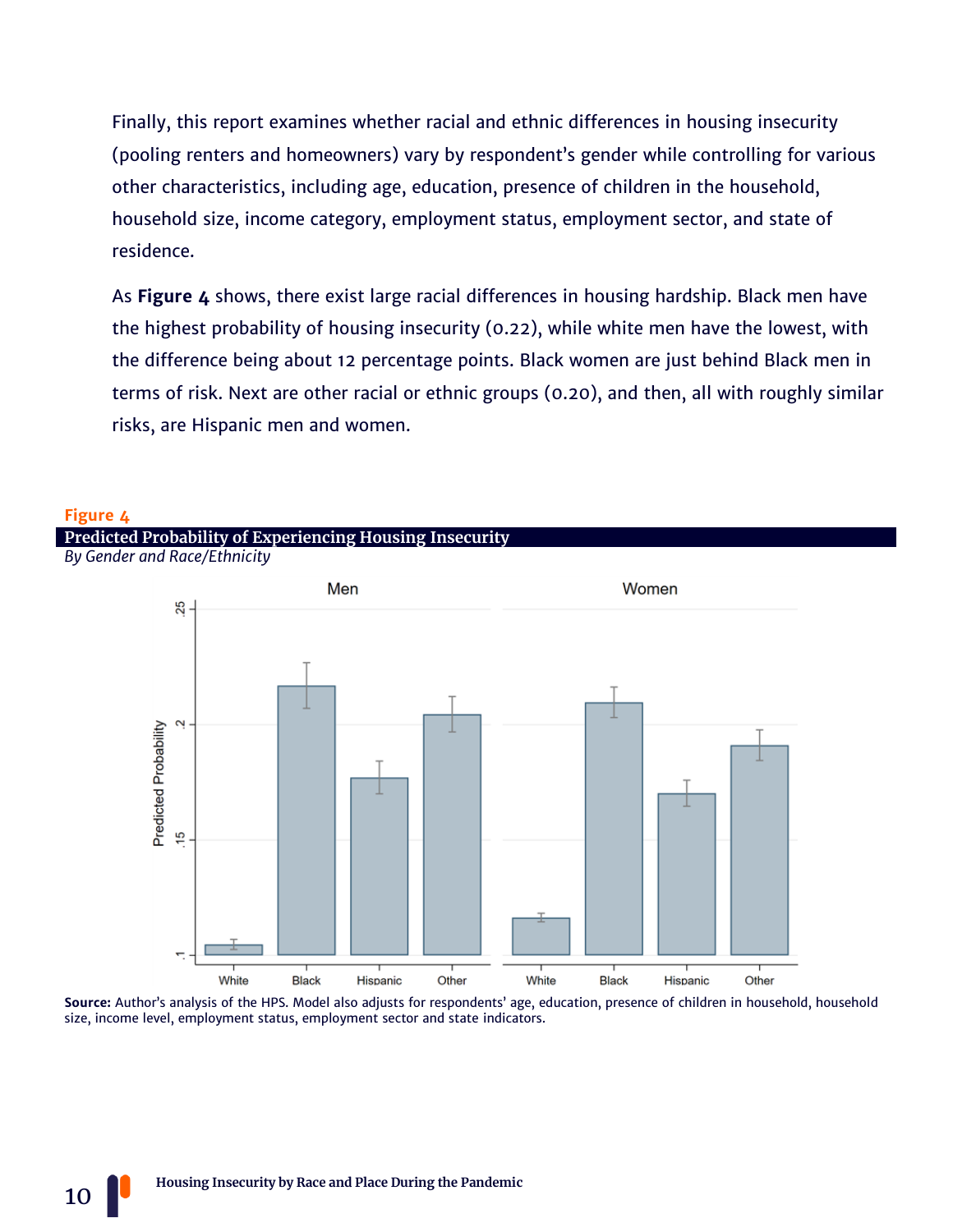Finally, this report examines whether racial and ethnic differences in housing insecurity (pooling renters and homeowners) vary by respondent's gender while controlling for various other characteristics, including age, education, presence of children in the household, household size, income category, employment status, employment sector, and state of residence.

As **Figure 4** shows, there exist large racial differences in housing hardship. Black men have the highest probability of housing insecurity (0.22), while white men have the lowest, with the difference being about 12 percentage points. Black women are just behind Black men in terms of risk. Next are other racial or ethnic groups (0.20), and then, all with roughly similar risks, are Hispanic men and women.

**Figure 4**

**Predicted Probability of Experiencing Housing Insecurity**

*By Gender and Race/Ethnicity*

**Source:** Author's analysis of the HPS. Model also adjusts for respondents' age, education, presence of children in household, household size, income level, employment status, employment sector and state indicators.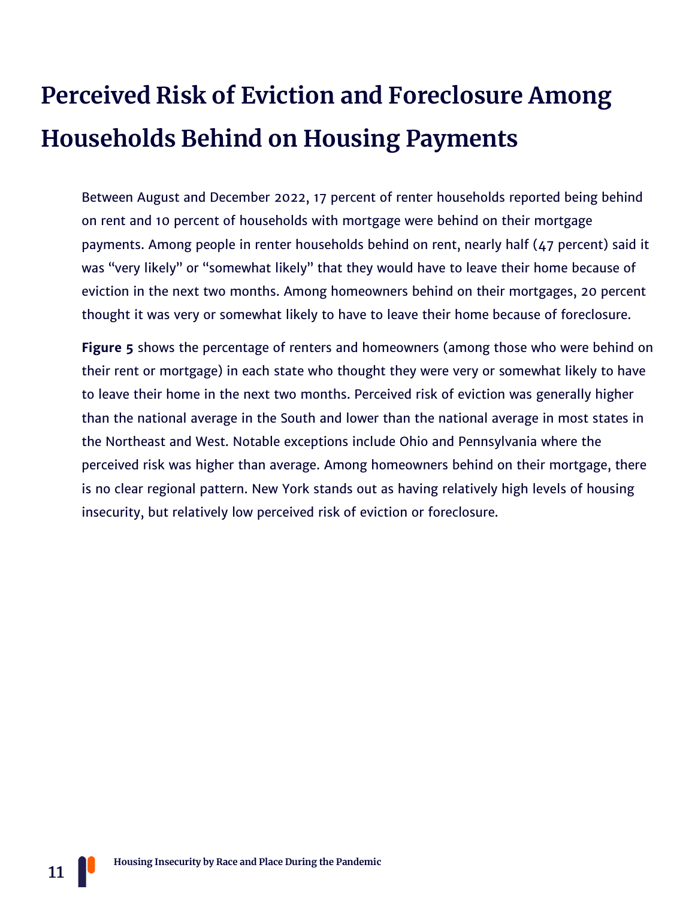# Perceived Risk of Eviction and Foreclosure Among Households Behind on Housing Payments

Between August and December 2022, 17 percent of renter households reported being behind on rent and 10 percent of households with mortgage were behind on their mortgage payments. Among people in renter households behind on rent, nearly half (47 percent) said it was "very likely" or "somewhat likely" that they would have to leave their home because of eviction in the next two months. Among homeowners behind on their mortgages, 20 percent thought it was very or somewhat likely to have to leave their home because of foreclosure.

**Figure 5** shows the percentage of renters and homeowners (among those who were behind on their rent or mortgage) in each state who thought they were very or somewhat likely to have to leave their home in the next two months. Perceived risk of eviction was generally higher than the national average in the South and lower than the national average in most states in the Northeast and West. Notable exceptions include Ohio and Pennsylvania where the perceived risk was higher than average. Among homeowners behind on their mortgage, there is no clear regional pattern. New York stands out as having relatively high levels of housing insecurity, but relatively low perceived risk of eviction or foreclosure.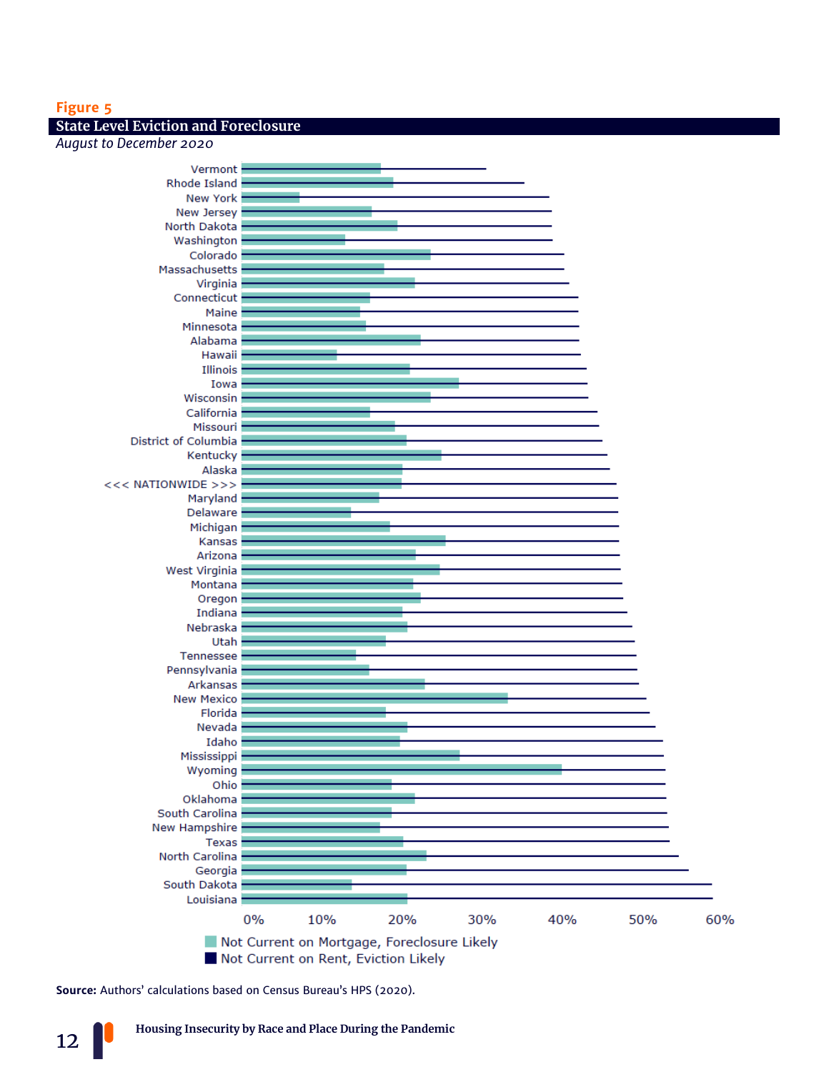**Figure 5**

**State Level Eviction and Foreclosure**

*August to December 2020*

**Source:** Authors' calculations based on Census Bureau's HPS (2020).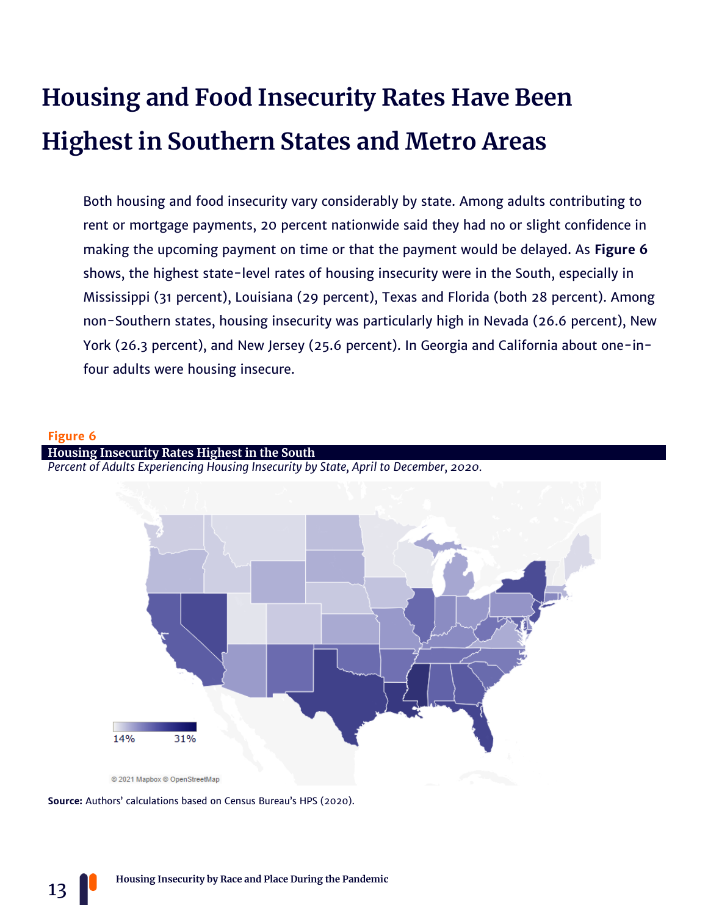# Housing and Food Insecurity Rates Have Been Highest in Southern States and Metro Areas

Both housing and food insecurity vary considerably by state. Among adults contributing to rent or mortgage payments, 20 percent nationwide said they had no or slight confidence in making the upcoming payment on time or that the payment would be delayed. As **Figure 6** shows, the highest state-level rates of housing insecurity were in the South, especially in Mississippi (31 percent), Louisiana (29 percent), Texas and Florida (both 28 percent). Among non-Southern states, housing insecurity was particularly high in Nevada (26.6 percent), New York (26.3 percent), and New Jersey (25.6 percent). In Georgia and California about one-in-four adults were housing insecure.

**Figure 6**

**Housing Insecurity Rates Highest in the South**

*Percent of Adults Experiencing Housing Insecurity by State, April to December, 2020.*

14% 31%

© 2021 Mapbox © OpenStreetMap

**Source:** Authors' calculations based on Census Bureau's HPS (2020).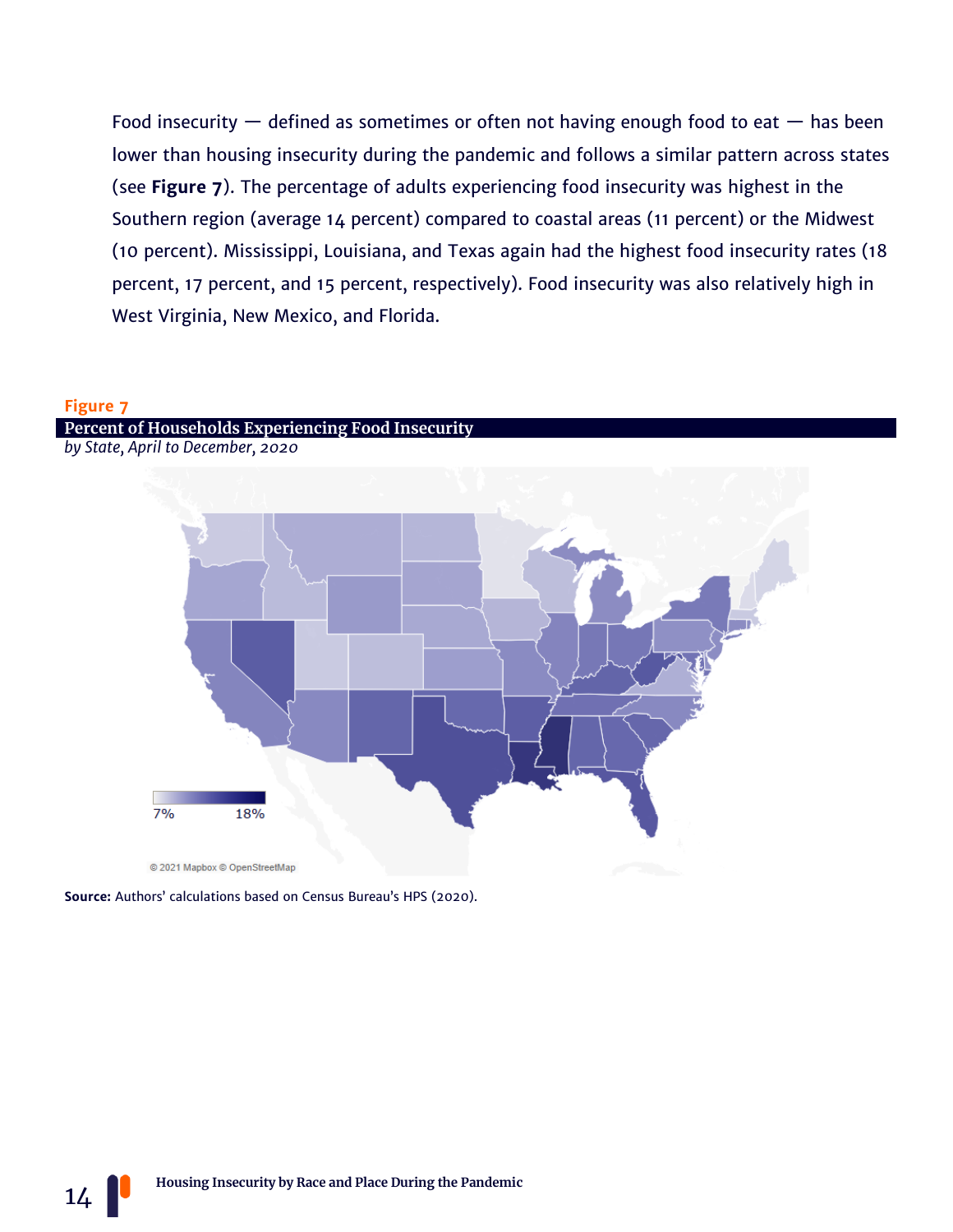Food insecurity — defined as sometimes or often not having enough food to eat — has been lower than housing insecurity during the pandemic and follows a similar pattern across states (see **Figure 7**). The percentage of adults experiencing food insecurity was highest in the Southern region (average 14 percent) compared to coastal areas (11 percent) or the Midwest (10 percent). Mississippi, Louisiana, and Texas again had the highest food insecurity rates (18 percent, 17 percent, and 15 percent, respectively). Food insecurity was also relatively high in West Virginia, New Mexico, and Florida.

**Figure 7**

**Percent of Households Experiencing Food Insecurity**

*by State, April to December, 2020*

7% 18%

© 2021 Mapbox © OpenStreetMap

**Source:** Authors' calculations based on Census Bureau's HPS (2020).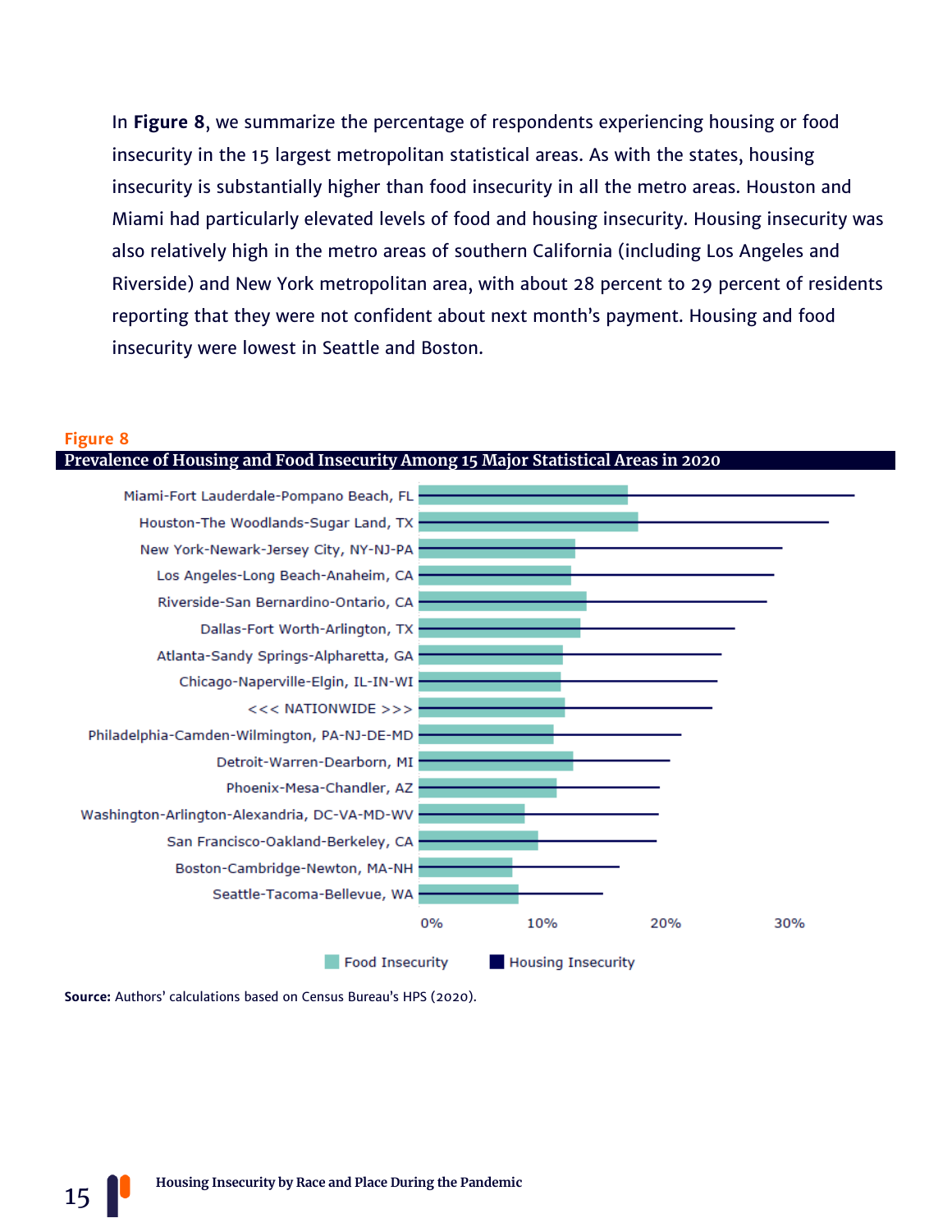In **Figure 8**, we summarize the percentage of respondents experiencing housing or food insecurity in the 15 largest metropolitan statistical areas. As with the states, housing insecurity is substantially higher than food insecurity in all the metro areas. Houston and Miami had particularly elevated levels of food and housing insecurity. Housing insecurity was also relatively high in the metro areas of southern California (including Los Angeles and Riverside) and New York metropolitan area, with about 28 percent to 29 percent of residents reporting that they were not confident about next month's payment. Housing and food insecurity were lowest in Seattle and Boston.

**Figure 8**

**Prevalence of Housing and Food Insecurity Among 15 Major Statistical Areas in 2020**

Miami-Fort Lauderdale-Pompano Beach, FL
Houston-The Woodlands-Sugar Land, TX
New York-Newark-Jersey City, NY-NJ-PA
Los Angeles-Long Beach-Anaheim, CA
Riverside-San Bernardino-Ontario, CA
Dallas-Fort Worth-Arlington, TX
Atlanta-Sandy Springs-Alpharetta, GA
Chicago-Naperville-Elgin, IL-IN-WI
<<< NATIONWIDE >>>
Philadelphia-Camden-Wilmington, PA-NJ-DE-MD
Detroit-Warren-Dearborn, MI
Phoenix-Mesa-Chandler, AZ
Washington-Arlington-Alexandria, DC-VA-MD-WV
San Francisco-Oakland-Berkeley, CA
Boston-Cambridge-Newton, MA-NH
Seattle-Tacoma-Bellevue, WA

0% 10% 20% 30%

Food Insecurity | Housing Insecurity

**Source:** Authors' calculations based on Census Bureau's HPS (2020).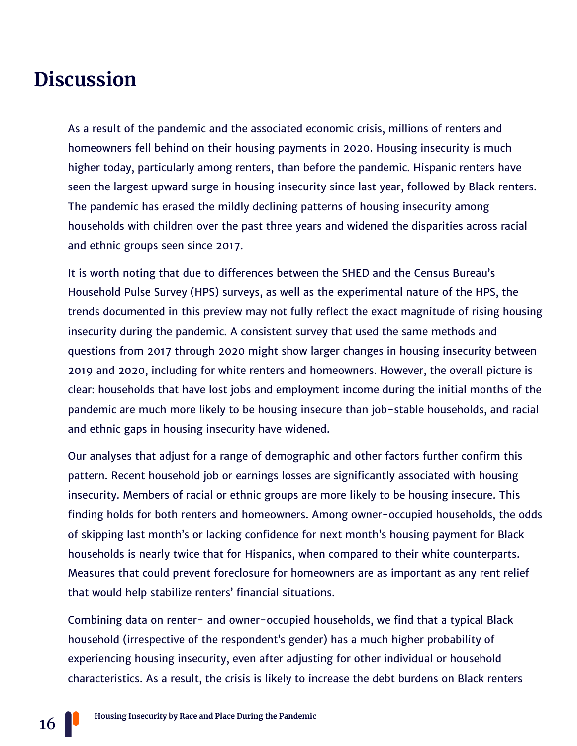# Discussion

As a result of the pandemic and the associated economic crisis, millions of renters and homeowners fell behind on their housing payments in 2020. Housing insecurity is much higher today, particularly among renters, than before the pandemic. Hispanic renters have seen the largest upward surge in housing insecurity since last year, followed by Black renters. The pandemic has erased the mildly declining patterns of housing insecurity among households with children over the past three years and widened the disparities across racial and ethnic groups seen since 2017.

It is worth noting that due to differences between the SHED and the Census Bureau's Household Pulse Survey (HPS) surveys, as well as the experimental nature of the HPS, the trends documented in this preview may not fully reflect the exact magnitude of rising housing insecurity during the pandemic. A consistent survey that used the same methods and questions from 2017 through 2020 might show larger changes in housing insecurity between 2019 and 2020, including for white renters and homeowners. However, the overall picture is clear: households that have lost jobs and employment income during the initial months of the pandemic are much more likely to be housing insecure than job-stable households, and racial and ethnic gaps in housing insecurity have widened.

Our analyses that adjust for a range of demographic and other factors further confirm this pattern. Recent household job or earnings losses are significantly associated with housing insecurity. Members of racial or ethnic groups are more likely to be housing insecure. This finding holds for both renters and homeowners. Among owner-occupied households, the odds of skipping last month's or lacking confidence for next month's housing payment for Black households is nearly twice that for Hispanics, when compared to their white counterparts. Measures that could prevent foreclosure for homeowners are as important as any rent relief that would help stabilize renters' financial situations.

Combining data on renter- and owner-occupied households, we find that a typical Black household (irrespective of the respondent's gender) has a much higher probability of experiencing housing insecurity, even after adjusting for other individual or household characteristics. As a result, the crisis is likely to increase the debt burdens on Black renters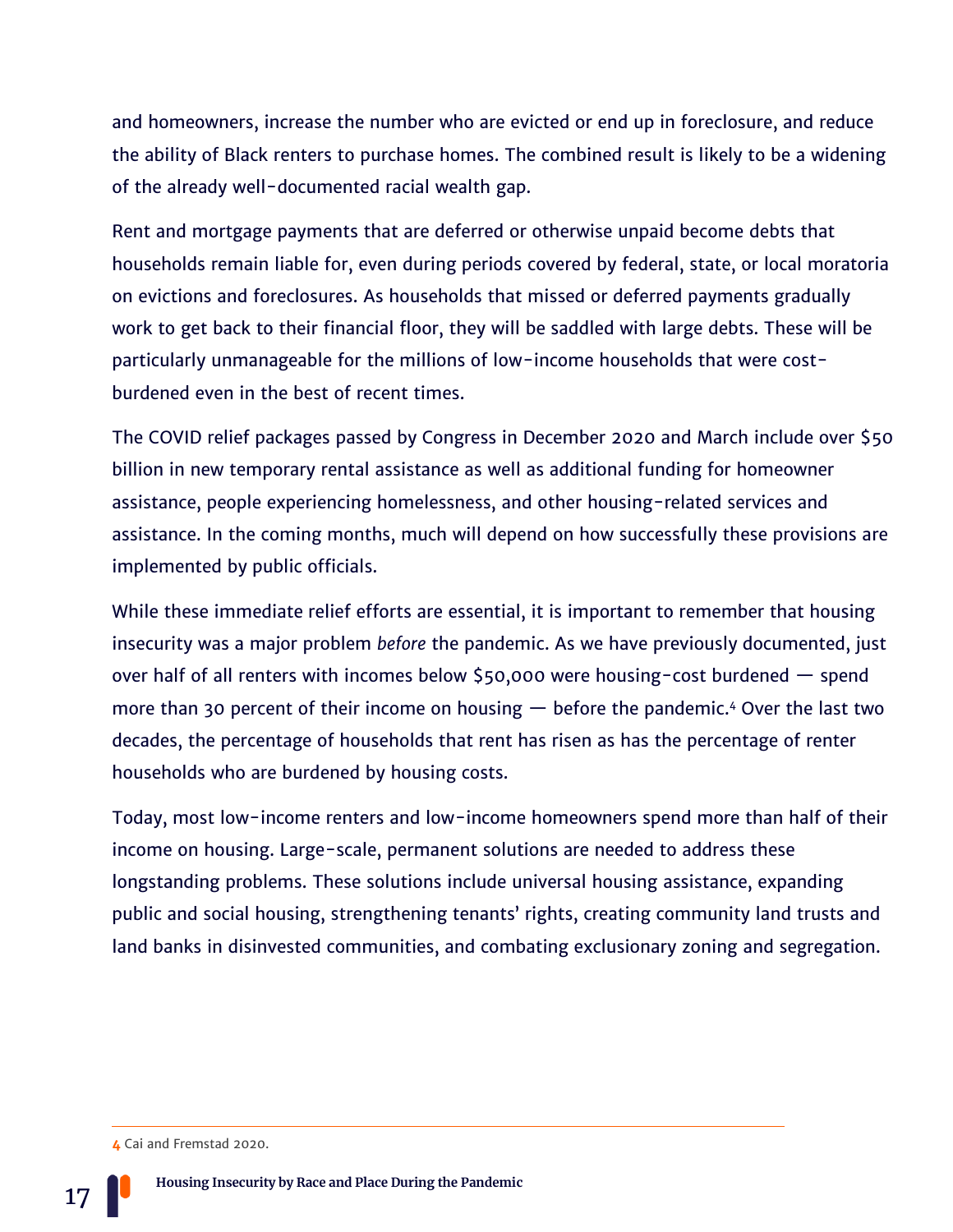and homeowners, increase the number who are evicted or end up in foreclosure, and reduce the ability of Black renters to purchase homes. The combined result is likely to be a widening of the already well-documented racial wealth gap.

Rent and mortgage payments that are deferred or otherwise unpaid become debts that households remain liable for, even during periods covered by federal, state, or local moratoria on evictions and foreclosures. As households that missed or deferred payments gradually work to get back to their financial floor, they will be saddled with large debts. These will be particularly unmanageable for the millions of low-income households that were cost-burdened even in the best of recent times.

The COVID relief packages passed by Congress in December 2020 and March include over $50 billion in new temporary rental assistance as well as additional funding for homeowner assistance, people experiencing homelessness, and other housing-related services and assistance. In the coming months, much will depend on how successfully these provisions are implemented by public officials.

While these immediate relief efforts are essential, it is important to remember that housing insecurity was a major problem *before* the pandemic. As we have previously documented, just over half of all renters with incomes below $50,000 were housing-cost burdened — spend more than 30 percent of their income on housing — before the pandemic.[4] Over the last two decades, the percentage of households that rent has risen as has the percentage of renter households who are burdened by housing costs.

Today, most low-income renters and low-income homeowners spend more than half of their income on housing. Large-scale, permanent solutions are needed to address these longstanding problems. These solutions include universal housing assistance, expanding public and social housing, strengthening tenants' rights, creating community land trusts and land banks in disinvested communities, and combating exclusionary zoning and segregation.

---

4 Cai and Fremstad 2020.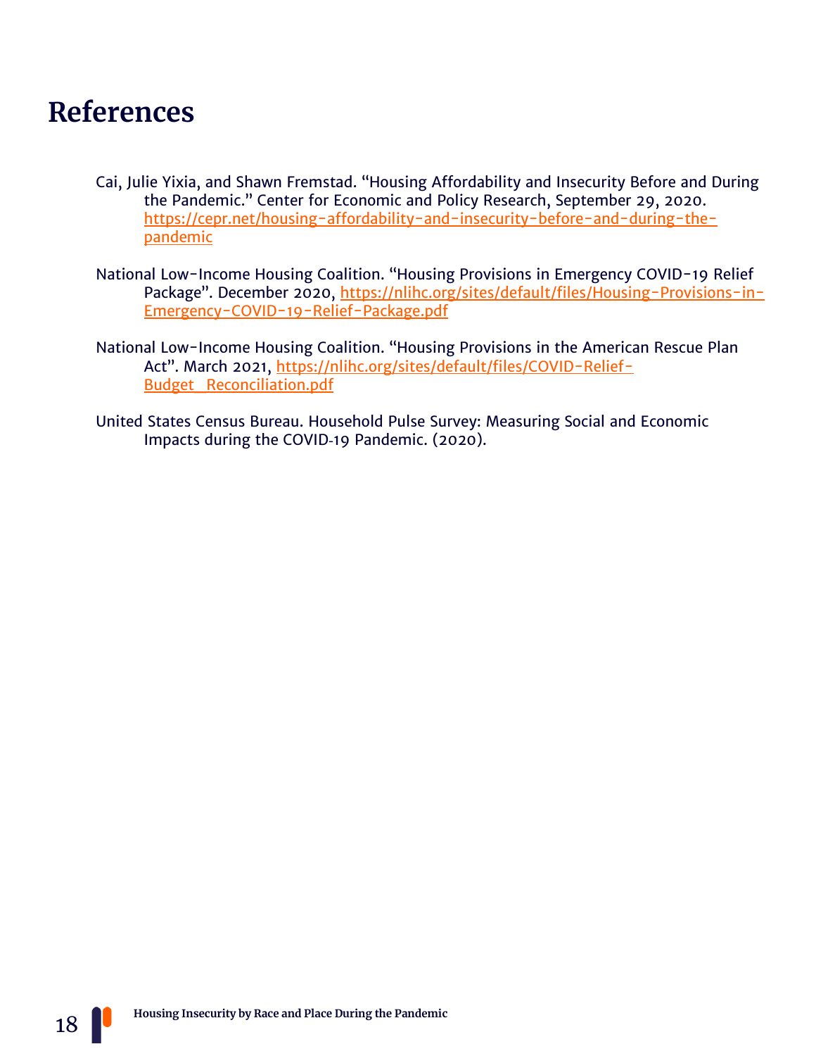# References

Cai, Julie Yixia, and Shawn Fremstad. "Housing Affordability and Insecurity Before and During the Pandemic." Center for Economic and Policy Research, September 29, 2020. https://cepr.net/housing-affordability-and-insecurity-before-and-during-the-pandemic

National Low-Income Housing Coalition. "Housing Provisions in Emergency COVID-19 Relief Package". December 2020, https://nlihc.org/sites/default/files/Housing-Provisions-in-Emergency-COVID-19-Relief-Package.pdf

National Low-Income Housing Coalition. "Housing Provisions in the American Rescue Plan Act". March 2021, https://nlihc.org/sites/default/files/COVID-Relief-Budget_Reconciliation.pdf

United States Census Bureau. Household Pulse Survey: Measuring Social and Economic Impacts during the COVID-19 Pandemic. (2020).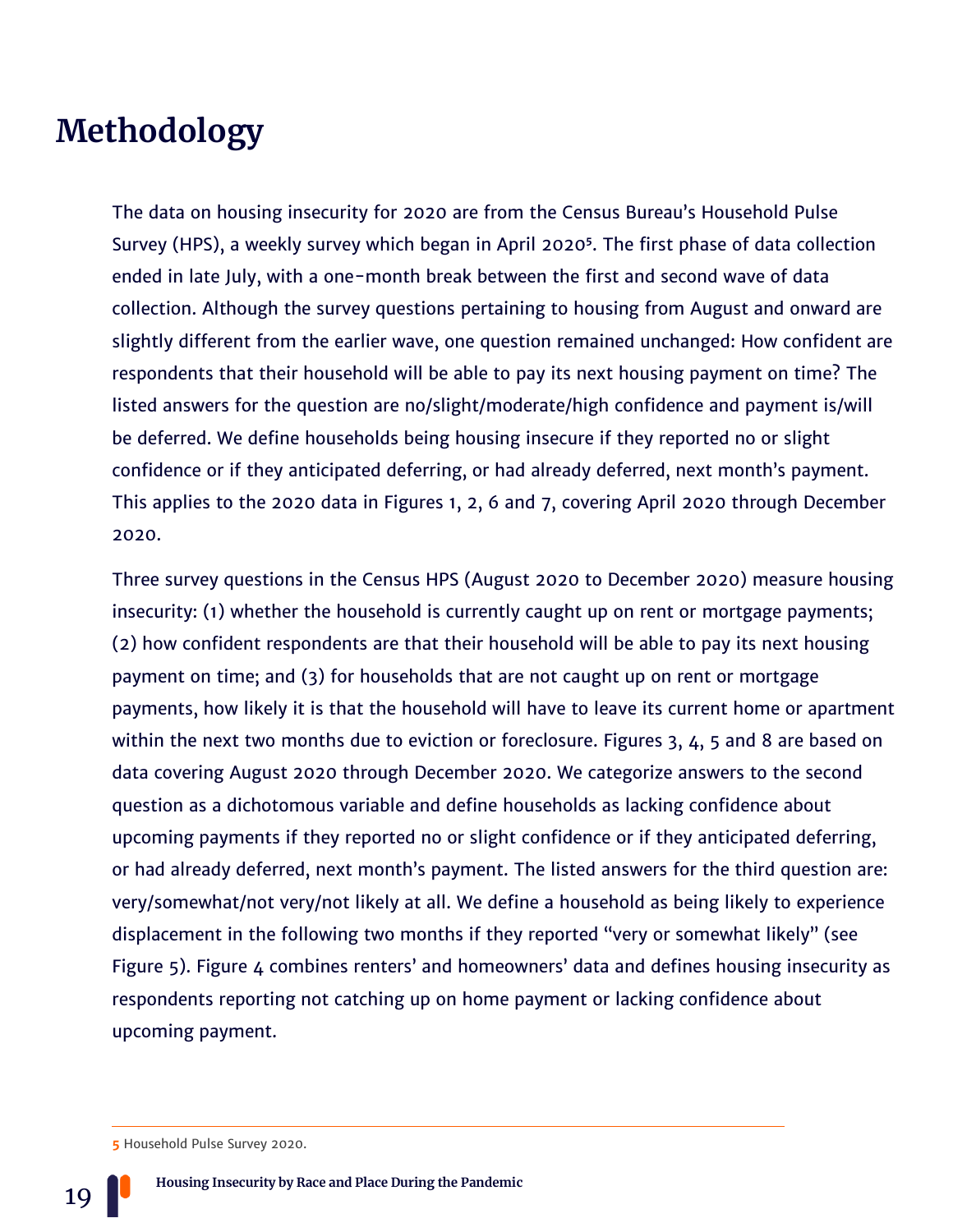# Methodology

The data on housing insecurity for 2020 are from the Census Bureau's Household Pulse Survey (HPS), a weekly survey which began in April 2020[5]. The first phase of data collection ended in late July, with a one-month break between the first and second wave of data collection. Although the survey questions pertaining to housing from August and onward are slightly different from the earlier wave, one question remained unchanged: How confident are respondents that their household will be able to pay its next housing payment on time? The listed answers for the question are no/slight/moderate/high confidence and payment is/will be deferred. We define households being housing insecure if they reported no or slight confidence or if they anticipated deferring, or had already deferred, next month's payment. This applies to the 2020 data in Figures 1, 2, 6 and 7, covering April 2020 through December 2020.

Three survey questions in the Census HPS (August 2020 to December 2020) measure housing insecurity: (1) whether the household is currently caught up on rent or mortgage payments; (2) how confident respondents are that their household will be able to pay its next housing payment on time; and (3) for households that are not caught up on rent or mortgage payments, how likely it is that the household will have to leave its current home or apartment within the next two months due to eviction or foreclosure. Figures 3, 4, 5 and 8 are based on data covering August 2020 through December 2020. We categorize answers to the second question as a dichotomous variable and define households as lacking confidence about upcoming payments if they reported no or slight confidence or if they anticipated deferring, or had already deferred, next month's payment. The listed answers for the third question are: very/somewhat/not very/not likely at all. We define a household as being likely to experience displacement in the following two months if they reported "very or somewhat likely" (see Figure 5). Figure 4 combines renters' and homeowners' data and defines housing insecurity as respondents reporting not catching up on home payment or lacking confidence about upcoming payment.

---

[5] Household Pulse Survey 2020.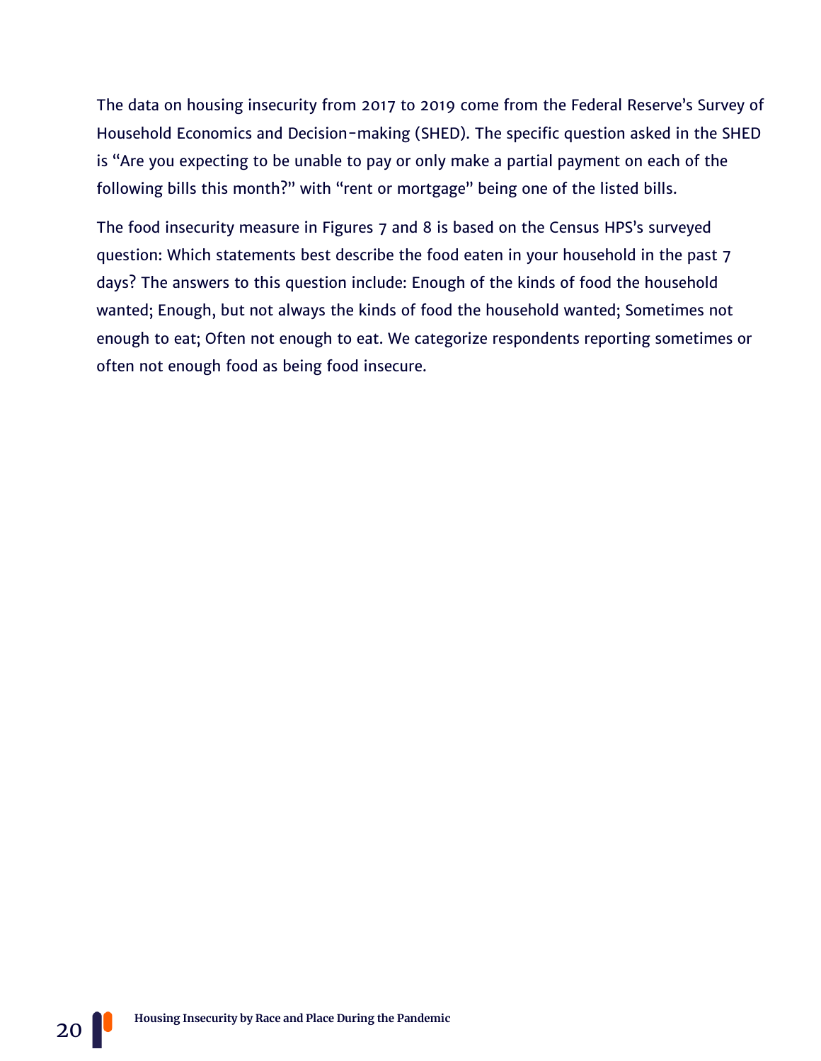The data on housing insecurity from 2017 to 2019 come from the Federal Reserve's Survey of Household Economics and Decision-making (SHED). The specific question asked in the SHED is "Are you expecting to be unable to pay or only make a partial payment on each of the following bills this month?" with "rent or mortgage" being one of the listed bills.

The food insecurity measure in Figures 7 and 8 is based on the Census HPS's surveyed question: Which statements best describe the food eaten in your household in the past 7 days? The answers to this question include: Enough of the kinds of food the household wanted; Enough, but not always the kinds of food the household wanted; Sometimes not enough to eat; Often not enough to eat. We categorize respondents reporting sometimes or often not enough food as being food insecure.